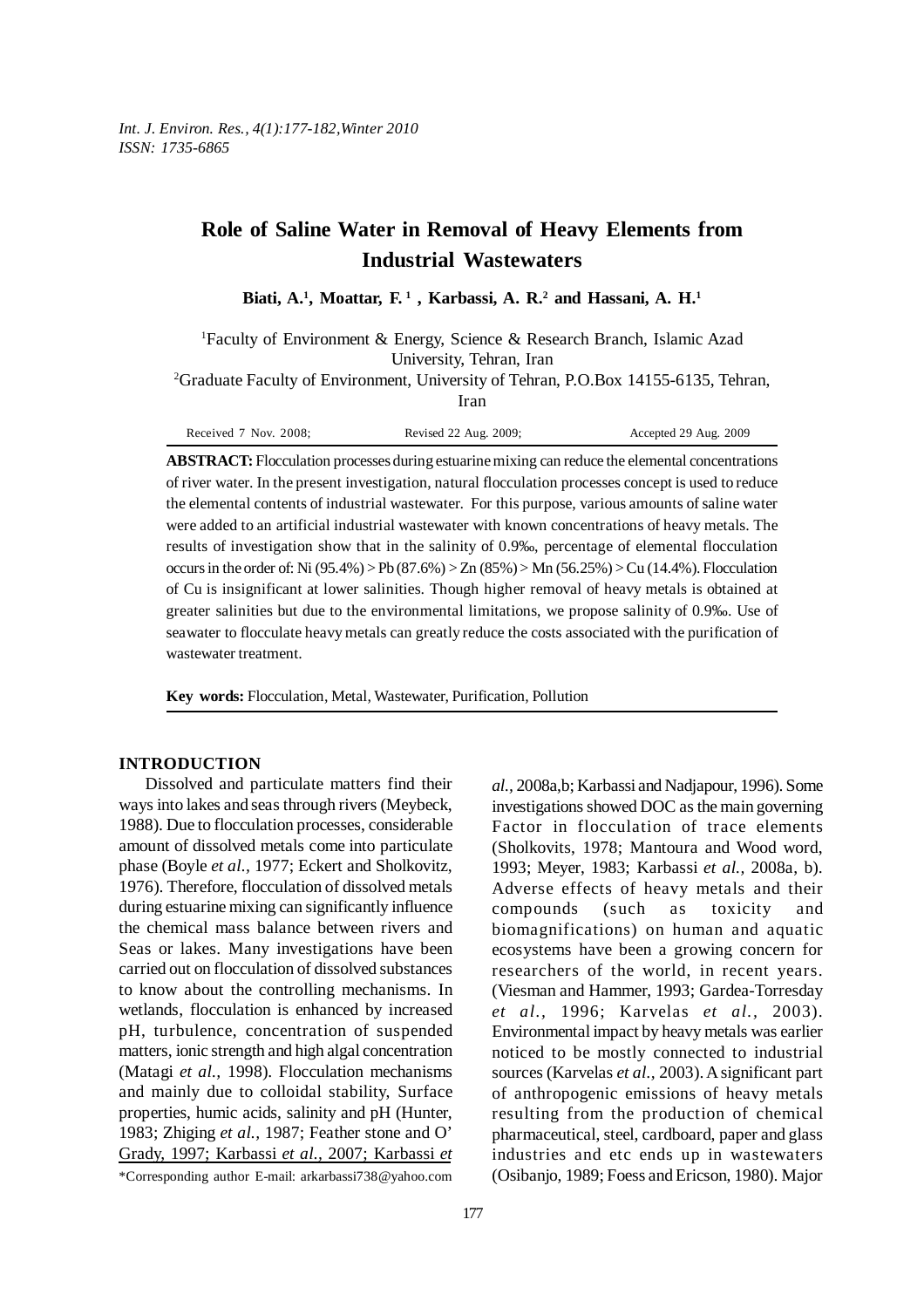# Role of Saline Water in Removal of Heavy Elements from Industrial Wastewaters

**Biati, A.[1], Moattar, F.[1], Karbassi, A. R.[2] and Hassani, A. H.[1]**

[1]Faculty of Environment & Energy, Science & Research Branch, Islamic Azad University, Tehran, Iran

[2]Graduate Faculty of Environment, University of Tehran, P.O.Box 14155-6135, Tehran, Iran

Received 7 Nov. 2008; Revised 22 Aug. 2009; Accepted 29 Aug. 2009

**ABSTRACT:** Flocculation processes during estuarine mixing can reduce the elemental concentrations of river water. In the present investigation, natural flocculation processes concept is used to reduce the elemental contents of industrial wastewater. For this purpose, various amounts of saline water were added to an artificial industrial wastewater with known concentrations of heavy metals. The results of investigation show that in the salinity of 0.9‰, percentage of elemental flocculation occurs in the order of: Ni (95.4%) > Pb (87.6%) > Zn (85%) > Mn (56.25%) > Cu (14.4%). Flocculation of Cu is insignificant at lower salinities. Though higher removal of heavy metals is obtained at greater salinities but due to the environmental limitations, we propose salinity of 0.9‰. Use of seawater to flocculate heavy metals can greatly reduce the costs associated with the purification of wastewater treatment.

**Key words:** Flocculation, Metal, Wastewater, Purification, Pollution

## INTRODUCTION

Dissolved and particulate matters find their ways into lakes and seas through rivers (Meybeck, 1988). Due to flocculation processes, considerable amount of dissolved metals come into particulate phase (Boyle *et al.,* 1977; Eckert and Sholkovitz, 1976). Therefore, flocculation of dissolved metals during estuarine mixing can significantly influence the chemical mass balance between rivers and Seas or lakes. Many investigations have been carried out on flocculation of dissolved substances to know about the controlling mechanisms. In wetlands, flocculation is enhanced by increased pH, turbulence, concentration of suspended matters, ionic strength and high algal concentration (Matagi *et al.,* 1998). Flocculation mechanisms and mainly due to colloidal stability, Surface properties, humic acids, salinity and pH (Hunter, 1983; Zhiging *et al.,* 1987; Feather stone and O' Grady, 1997; Karbassi *et al.,* 2007; Karbassi *et al.,* 2008a,b; Karbassi and Nadjapour, 1996). Some investigations showed DOC as the main governing Factor in flocculation of trace elements (Sholkovits, 1978; Mantoura and Wood word, 1993; Meyer, 1983; Karbassi *et al.,* 2008a, b). Adverse effects of heavy metals and their compounds (such as toxicity and biomagnifications) on human and aquatic ecosystems have been a growing concern for researchers of the world, in recent years. (Viesman and Hammer, 1993; Gardea-Torresday *et al.,* 1996; Karvelas *et al.,* 2003). Environmental impact by heavy metals was earlier noticed to be mostly connected to industrial sources (Karvelas *et al.,* 2003). A significant part of anthropogenic emissions of heavy metals resulting from the production of chemical pharmaceutical, steel, cardboard, paper and glass industries and etc ends up in wastewaters (Osibanjo, 1989; Foess and Ericson, 1980). Major

*Corresponding author E-mail: arkarbassi738@yahoo.com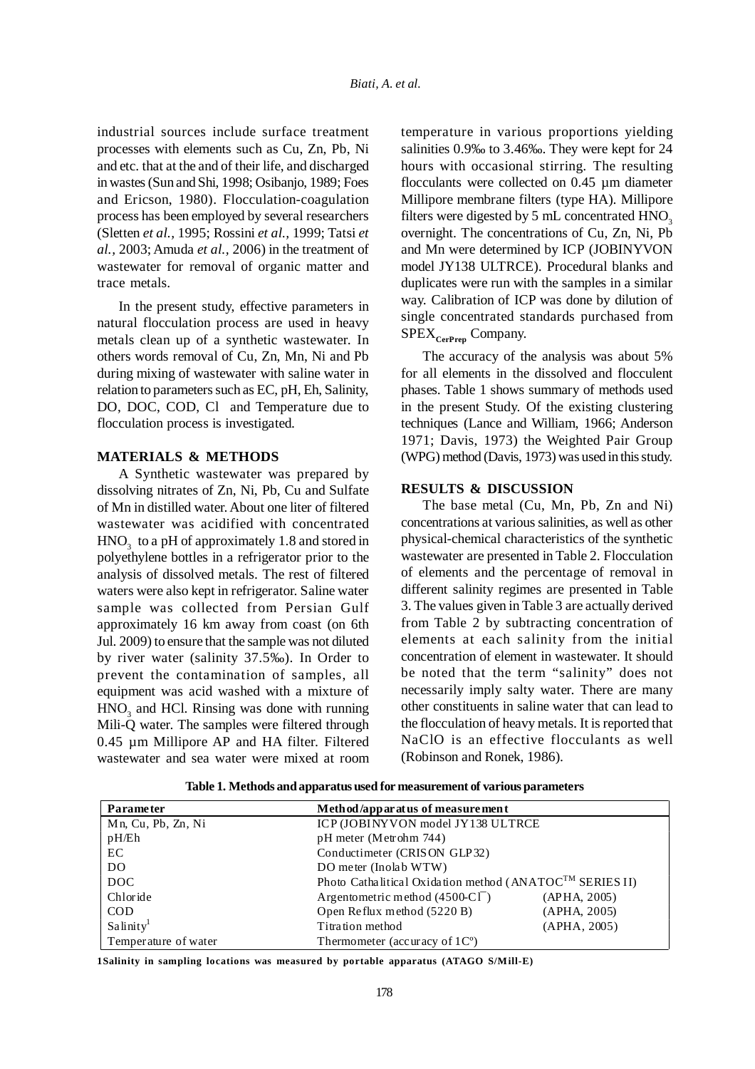industrial sources include surface treatment processes with elements such as Cu, Zn, Pb, Ni and etc. that at the and of their life, and discharged in wastes (Sun and Shi, 1998; Osibanjo, 1989; Foes and Ericson, 1980). Flocculation-coagulation process has been employed by several researchers (Sletten *et al.*, 1995; Rossini *et al.*, 1999; Tatsi *et al.*, 2003; Amuda *et al.*, 2006) in the treatment of wastewater for removal of organic matter and trace metals.

In the present study, effective parameters in natural flocculation process are used in heavy metals clean up of a synthetic wastewater. In others words removal of Cu, Zn, Mn, Ni and Pb during mixing of wastewater with saline water in relation to parameters such as EC, pH, Eh, Salinity, DO, DOC, COD, Cl and Temperature due to flocculation process is investigated.

## MATERIALS & METHODS

A Synthetic wastewater was prepared by dissolving nitrates of Zn, Ni, Pb, Cu and Sulfate of Mn in distilled water. About one liter of filtered wastewater was acidified with concentrated $HNO_3$ to a pH of approximately 1.8 and stored in polyethylene bottles in a refrigerator prior to the analysis of dissolved metals. The rest of filtered waters were also kept in refrigerator. Saline water sample was collected from Persian Gulf approximately 16 km away from coast (on 6th Jul. 2009) to ensure that the sample was not diluted by river water (salinity 37.5‰). In Order to prevent the contamination of samples, all equipment was acid washed with a mixture of $HNO_3$ and HCl. Rinsing was done with running Mili-Q water. The samples were filtered through 0.45 µm Millipore AP and HA filter. Filtered wastewater and sea water were mixed at room temperature in various proportions yielding salinities 0.9‰ to 3.46‰. They were kept for 24 hours with occasional stirring. The resulting flocculants were collected on 0.45 µm diameter Millipore membrane filters (type HA). Millipore filters were digested by 5 mL concentrated $HNO_3$ overnight. The concentrations of Cu, Zn, Ni, Pb and Mn were determined by ICP (JOBINYVON model JY138 ULTRCE). Procedural blanks and duplicates were run with the samples in a similar way. Calibration of ICP was done by dilution of single concentrated standards purchased from $SPEX_{CerPrep}$ Company.

The accuracy of the analysis was about 5% for all elements in the dissolved and flocculent phases. Table 1 shows summary of methods used in the present Study. Of the existing clustering techniques (Lance and William, 1966; Anderson 1971; Davis, 1973) the Weighted Pair Group (WPG) method (Davis, 1973) was used in this study.

## RESULTS & DISCUSSION

The base metal (Cu, Mn, Pb, Zn and Ni) concentrations at various salinities, as well as other physical-chemical characteristics of the synthetic wastewater are presented in Table 2. Flocculation of elements and the percentage of removal in different salinity regimes are presented in Table 3. The values given in Table 3 are actually derived from Table 2 by subtracting concentration of elements at each salinity from the initial concentration of element in wastewater. It should be noted that the term "salinity" does not necessarily imply salty water. There are many other constituents in saline water that can lead to the flocculation of heavy metals. It is reported that NaClO is an effective flocculants as well (Robinson and Ronek, 1986).

**Table 1. Methods and apparatus used for measurement of various parameters**

| Parameter | Method/apparatus of measurement | |
|---|---|---|
| Mn, Cu, Pb, Zn, Ni | ICP (JOBINYVON model JY138 ULTRCE | |
| pH/Eh | pH meter (Metrohm 744) | |
| EC | Conductimeter (CRISON GLP32) | |
| DO | DO meter (Inolab WTW) | |
| DOC | Photo Cathalitical Oxidation method (ANATOC™ SERIES II) | |
| Chloride | Argentometric method (4500-Cl⁻) | (APHA, 2005) |
| COD | Open Reflux method (5220 B) | (APHA, 2005) |
| Salinity[1] | Titration method | (APHA, 2005) |
| Temperature of water | Thermometer (accuracy of 1Cº) | |

[1]Salinity in sampling locations was measured by portable apparatus (ATAGO S/Mill-E)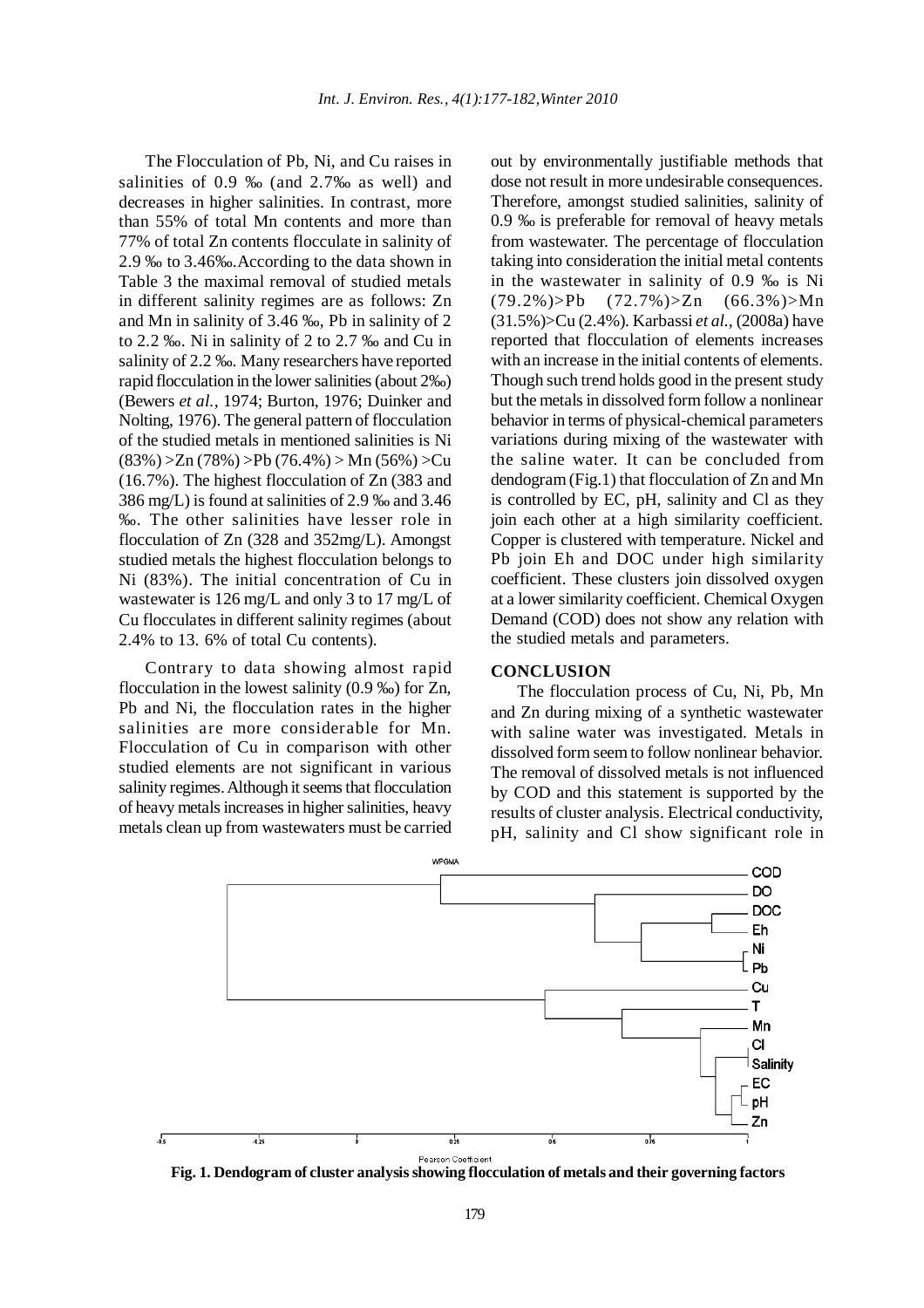The Flocculation of Pb, Ni, and Cu raises in salinities of 0.9 ‰ (and 2.7‰ as well) and decreases in higher salinities. In contrast, more than 55% of total Mn contents and more than 77% of total Zn contents flocculate in salinity of 2.9 ‰ to 3.46‰.According to the data shown in Table 3 the maximal removal of studied metals in different salinity regimes are as follows: Zn and Mn in salinity of 3.46 ‰, Pb in salinity of 2 to 2.2 ‰. Ni in salinity of 2 to 2.7 ‰ and Cu in salinity of 2.2 ‰. Many researchers have reported rapid flocculation in the lower salinities (about 2‰) (Bewers *et al.*, 1974; Burton, 1976; Duinker and Nolting, 1976). The general pattern of flocculation of the studied metals in mentioned salinities is Ni (83%) >Zn (78%) >Pb (76.4%) > Mn (56%) >Cu (16.7%). The highest flocculation of Zn (383 and 386 mg/L) is found at salinities of 2.9 ‰ and 3.46 ‰. The other salinities have lesser role in flocculation of Zn (328 and 352mg/L). Amongst studied metals the highest flocculation belongs to Ni (83%). The initial concentration of Cu in wastewater is 126 mg/L and only 3 to 17 mg/L of Cu flocculates in different salinity regimes (about 2.4% to 13. 6% of total Cu contents).

Contrary to data showing almost rapid flocculation in the lowest salinity (0.9 ‰) for Zn, Pb and Ni, the flocculation rates in the higher salinities are more considerable for Mn. Flocculation of Cu in comparison with other studied elements are not significant in various salinity regimes. Although it seems that flocculation of heavy metals increases in higher salinities, heavy metals clean up from wastewaters must be carried out by environmentally justifiable methods that dose not result in more undesirable consequences. Therefore, amongst studied salinities, salinity of 0.9 ‰ is preferable for removal of heavy metals from wastewater. The percentage of flocculation taking into consideration the initial metal contents in the wastewater in salinity of 0.9 ‰ is Ni (79.2%)>Pb (72.7%)>Zn (66.3%)>Mn (31.5%)>Cu (2.4%). Karbassi *et al.*, (2008a) have reported that flocculation of elements increases with an increase in the initial contents of elements. Though such trend holds good in the present study but the metals in dissolved form follow a nonlinear behavior in terms of physical-chemical parameters variations during mixing of the wastewater with the saline water. It can be concluded from dendogram (Fig.1) that flocculation of Zn and Mn is controlled by EC, pH, salinity and Cl as they join each other at a high similarity coefficient. Copper is clustered with temperature. Nickel and Pb join Eh and DOC under high similarity coefficient. These clusters join dissolved oxygen at a lower similarity coefficient. Chemical Oxygen Demand (COD) does not show any relation with the studied metals and parameters.

## CONCLUSION

The flocculation process of Cu, Ni, Pb, Mn and Zn during mixing of a synthetic wastewater with saline water was investigated. Metals in dissolved form seem to follow nonlinear behavior. The removal of dissolved metals is not influenced by COD and this statement is supported by the results of cluster analysis. Electrical conductivity, pH, salinity and Cl show significant role in

**Fig. 1. Dendogram of cluster analysis showing flocculation of metals and their governing factors**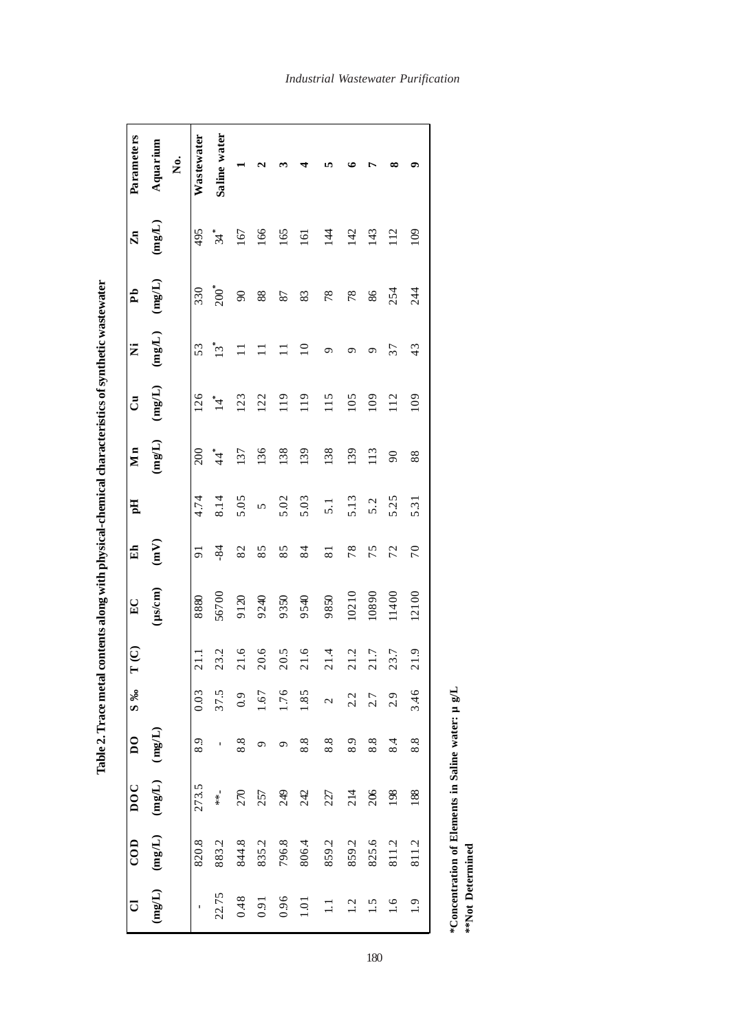**Table 2. Trace metal contents along with physical-chemical characteristics of synthetic wastewater**

| Parameters / Aquarium No. | Zn (mg/L) | Pb (mg/L) | Ni (mg/L) | Cu (mg/L) | Mn (mg/L) | pH | Eh (mV) | EC (μs/cm) | T (C) | S ‰ | DO (mg/L) | DOC (mg/L) | COD (mg/L) | Cl (mg/L) |
|---|---|---|---|---|---|---|---|---|---|---|---|---|---|---|
| **Wastewater** | 495 | 330 | 53 | 126 | 200 | 4.74 | 91 | 8880 | 21.1 | 0.03 | 8.9 | 273.5 | 820.8 | - |
| **Saline water** | 34* | 200* | 13* | 14* | 44* | 8.14 | -84 | 56700 | 23.2 | 37.5 | - | **- | 883.2 | 22.75 |
| **1** | 167 | 90 | 11 | 123 | 137 | 5.05 | 82 | 9120 | 21.6 | 0.9 | 8.8 | 270 | 844.8 | 0.48 |
| **2** | 166 | 88 | 11 | 122 | 136 | 5 | 85 | 9240 | 20.6 | 1.67 | 9 | 257 | 835.2 | 0.91 |
| **3** | 165 | 87 | 11 | 119 | 138 | 5.02 | 85 | 9350 | 20.5 | 1.76 | 9 | 249 | 796.8 | 0.96 |
| **4** | 161 | 83 | 10 | 119 | 139 | 5.03 | 84 | 9540 | 21.6 | 1.85 | 8.8 | 242 | 806.4 | 1.01 |
| **5** | 144 | 78 | 9 | 115 | 138 | 5.1 | 81 | 9850 | 21.4 | 2 | 8.8 | 227 | 859.2 | 1.1 |
| **6** | 142 | 78 | 9 | 105 | 139 | 5.13 | 78 | 10210 | 21.2 | 2.2 | 8.9 | 214 | 859.2 | 1.2 |
| **7** | 143 | 86 | 9 | 109 | 113 | 5.2 | 75 | 10890 | 21.7 | 2.7 | 8.8 | 206 | 825.6 | 1.5 |
| **8** | 112 | 254 | 37 | 112 | 90 | 5.25 | 72 | 11400 | 23.7 | 2.9 | 8.4 | 198 | 811.2 | 1.6 |
| **9** | 109 | 244 | 43 | 109 | 88 | 5.31 | 70 | 12100 | 21.9 | 3.46 | 8.8 | 188 | 811.2 | 1.9 |

**\*Concentration of Elements in Saline water: μ g/L**
**\*\*Not Determined**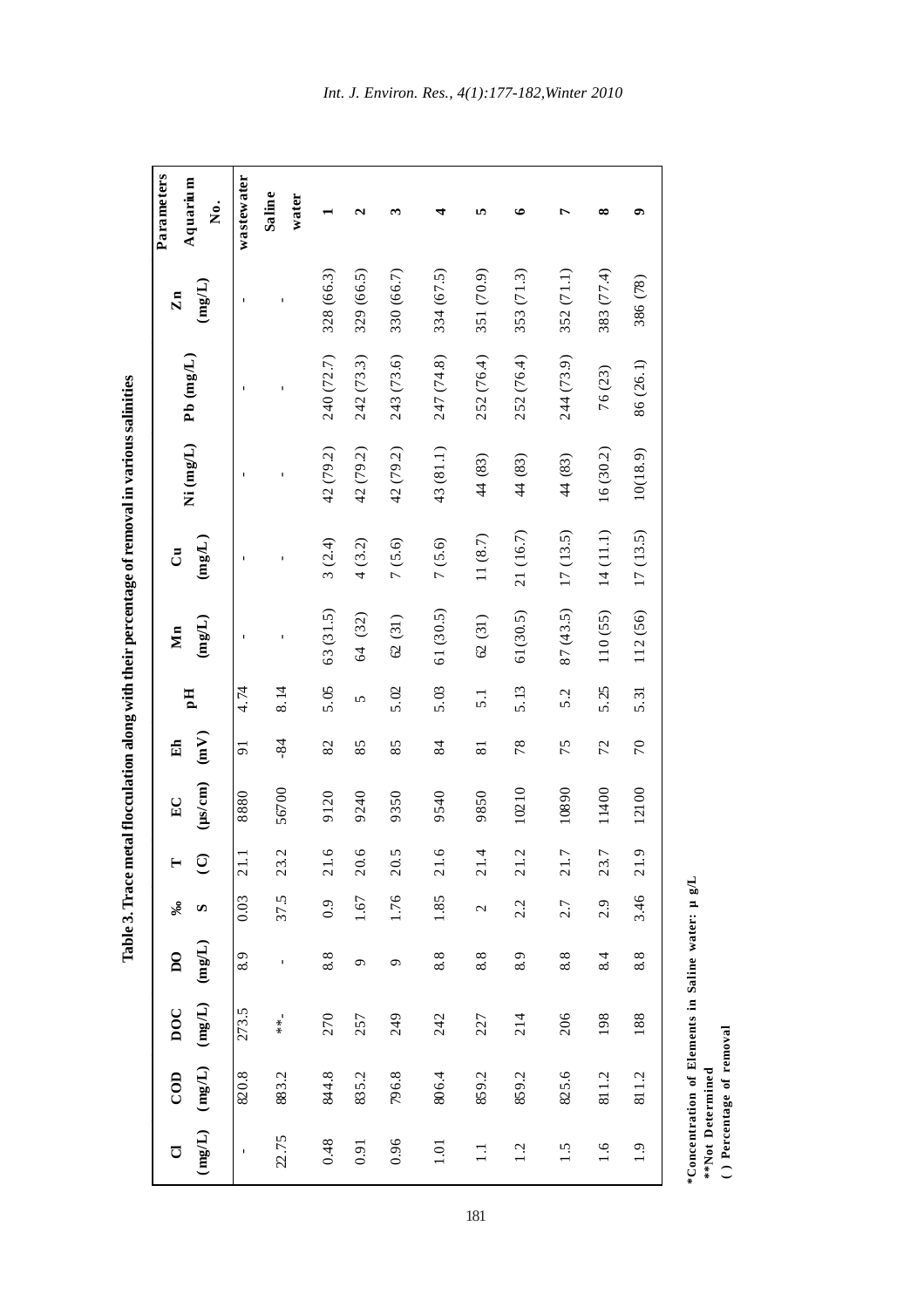**Table 3. Trace metal flocculation along with their percentage of removal in various salinities**

| Parameters Aquarium No. | Zn (mg/L) | Pb (mg/L) | Ni (mg/L) | Cu (mg/L) | Mn (mg/L) | pH | Eh (mV) | EC (µs/cm) | T (C) | ‰ S | DO (mg/L) | DOC (mg/L) | COD (mg/L) | Cl (mg/L) |
|---|---|---|---|---|---|---|---|---|---|---|---|---|---|---|
| wastewater | - | - | - | - | - | 4.74 | 91 | 8880 | 21.1 | 0.03 | 8.9 | 273.5 | 820.8 | - |
| Saline water | - | - | - | - | - | 8.14 | -84 | 56700 | 23.2 | 37.5 | - | **- | 883.2 | 22.75 |
| 1 | 328 (66.3) | 240 (72.7) | 42 (79.2) | 3 (2.4) | 63 (31.5) | 5.05 | 82 | 9120 | 21.6 | 0.9 | 8.8 | 270 | 844.8 | 0.48 |
| 2 | 329 (66.5) | 242 (73.3) | 42 (79.2) | 4 (3.2) | 64 (32) | 5 | 85 | 9240 | 20.6 | 1.67 | 9 | 257 | 835.2 | 0.91 |
| 3 | 330 (66.7) | 243 (73.6) | 42 (79.2) | 7 (5.6) | 62 (31) | 5.02 | 85 | 9350 | 20.5 | 1.76 | 9 | 249 | 796.8 | 0.96 |
| 4 | 334 (67.5) | 247 (74.8) | 43 (81.1) | 7 (5.6) | 61 (30.5) | 5.03 | 84 | 9540 | 21.6 | 1.85 | 8.8 | 242 | 806.4 | 1.01 |
| 5 | 351 (70.9) | 252 (76.4) | 44 (83) | 11 (8.7) | 62 (31) | 5.1 | 81 | 9850 | 21.4 | 2 | 8.8 | 227 | 859.2 | 1.1 |
| 6 | 353 (71.3) | 252 (76.4) | 44 (83) | 21 (16.7) | 61(30.5) | 5.13 | 78 | 10210 | 21.2 | 2.2 | 8.9 | 214 | 859.2 | 1.2 |
| 7 | 352 (71.1) | 244 (73.9) | 44 (83) | 17 (13.5) | 87 (43.5) | 5.2 | 75 | 10890 | 21.7 | 2.7 | 8.8 | 206 | 825.6 | 1.5 |
| 8 | 383 (77.4) | 76 (23) | 16 (30.2) | 14 (11.1) | 110 (55) | 5.25 | 72 | 11400 | 23.7 | 2.9 | 8.4 | 198 | 811.2 | 1.6 |
| 9 | 386 (78) | 86 (26.1) | 10(18.9) | 17 (13.5) | 112 (56) | 5.31 | 70 | 12100 | 21.9 | 3.46 | 8.8 | 188 | 811.2 | 1.9 |

*Concentration of Elements in Saline water: µ g/L
**Not Determined
( ) Percentage of removal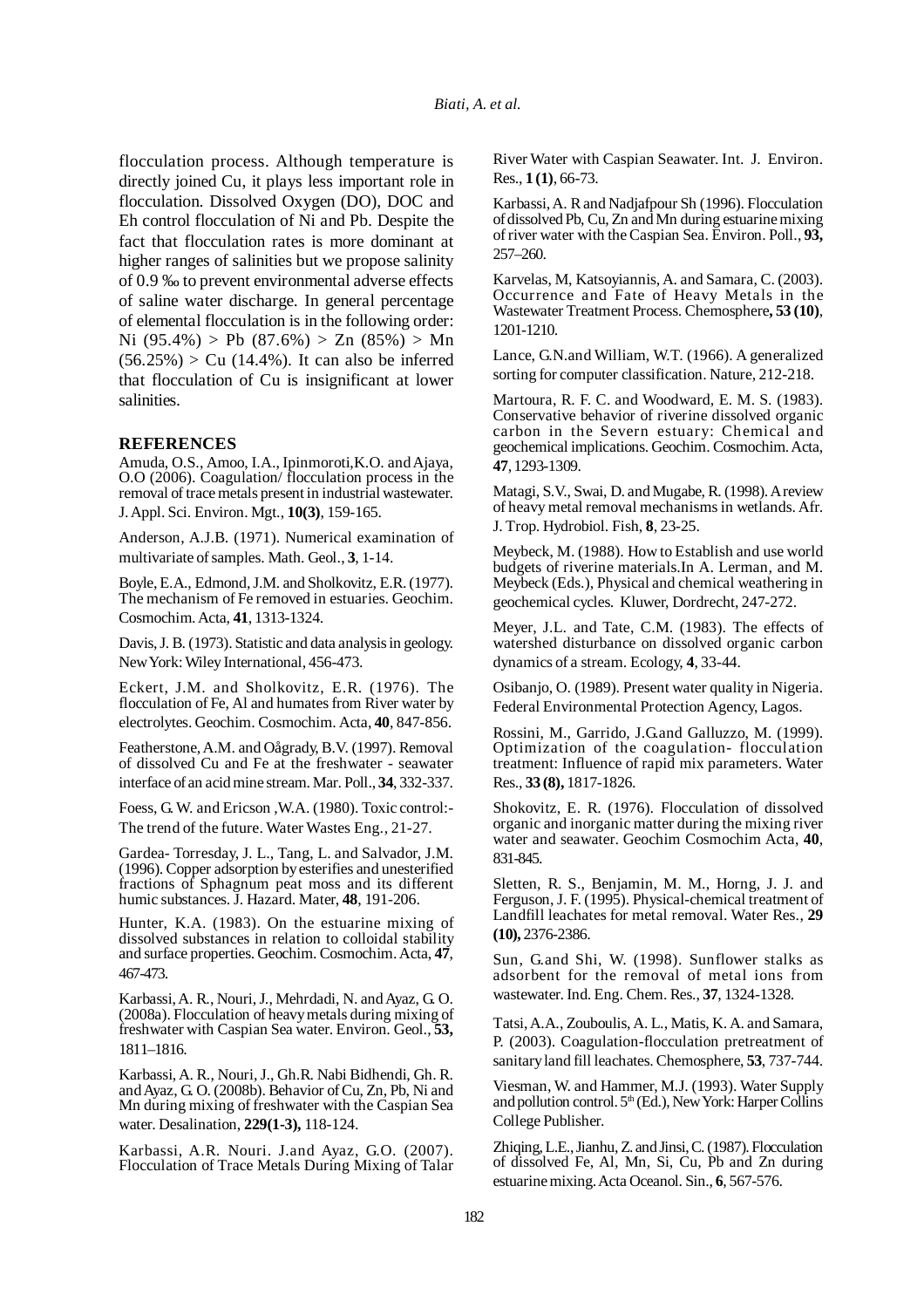flocculation process. Although temperature is directly joined Cu, it plays less important role in flocculation. Dissolved Oxygen (DO), DOC and Eh control flocculation of Ni and Pb. Despite the fact that flocculation rates is more dominant at higher ranges of salinities but we propose salinity of 0.9 ‰ to prevent environmental adverse effects of saline water discharge. In general percentage of elemental flocculation is in the following order: Ni (95.4%) > Pb (87.6%) > Zn (85%) > Mn (56.25%) > Cu (14.4%). It can also be inferred that flocculation of Cu is insignificant at lower salinities.

## REFERENCES

Amuda, O.S., Amoo, I.A., Ipinmoroti,K.O. and Ajaya, O.O (2006). Coagulation/ flocculation process in the removal of trace metals present in industrial wastewater. J. Appl. Sci. Environ. Mgt., **10(3)**, 159-165.

Anderson, A.J.B. (1971). Numerical examination of multivariate of samples. Math. Geol., **3**, 1-14.

Boyle, E.A., Edmond, J.M. and Sholkovitz, E.R. (1977). The mechanism of Fe removed in estuaries. Geochim. Cosmochim. Acta, **41**, 1313-1324.

Davis, J. B. (1973). Statistic and data analysis in geology. New York: Wiley International, 456-473.

Eckert, J.M. and Sholkovitz, E.R. (1976). The flocculation of Fe, Al and humates from River water by electrolytes. Geochim. Cosmochim. Acta, **40**, 847-856.

Featherstone, A.M. and Oågrady, B.V. (1997). Removal of dissolved Cu and Fe at the freshwater - seawater interface of an acid mine stream. Mar. Poll., **34**, 332-337.

Foess, G. W. and Ericson ,W.A. (1980). Toxic control:- The trend of the future. Water Wastes Eng., 21-27.

Gardea- Torresday, J. L., Tang, L. and Salvador, J.M. (1996). Copper adsorption by esterifies and unesterified fractions of Sphagnum peat moss and its different humic substances. J. Hazard. Mater, **48**, 191-206.

Hunter, K.A. (1983). On the estuarine mixing of dissolved substances in relation to colloidal stability and surface properties. Geochim. Cosmochim. Acta, **47**, 467-473.

Karbassi, A. R., Nouri, J., Mehrdadi, N. and Ayaz, G. O. (2008a). Flocculation of heavy metals during mixing of freshwater with Caspian Sea water. Environ. Geol., **53,** 1811–1816.

Karbassi, A. R., Nouri, J., Gh.R. Nabi Bidhendi, Gh. R. and Ayaz, G. O. (2008b). Behavior of Cu, Zn, Pb, Ni and Mn during mixing of freshwater with the Caspian Sea water. Desalination, **229(1-3),** 118-124.

Karbassi, A.R. Nouri. J.and Ayaz, G.O. (2007). Flocculation of Trace Metals During Mixing of Talar River Water with Caspian Seawater. Int. J. Environ. Res., **1 (1)**, 66-73.

Karbassi, A. R and Nadjafpour Sh (1996). Flocculation of dissolved Pb, Cu, Zn and Mn during estuarine mixing of river water with the Caspian Sea. Environ. Poll., **93,** 257–260.

Karvelas, M, Katsoyiannis, A. and Samara, C. (2003). Occurrence and Fate of Heavy Metals in the Wastewater Treatment Process. Chemosphere**, 53 (10)**, 1201-1210.

Lance, G.N.and William, W.T. (1966). A generalized sorting for computer classification. Nature, 212-218.

Martoura, R. F. C. and Woodward, E. M. S. (1983). Conservative behavior of riverine dissolved organic carbon in the Severn estuary: Chemical and geochemical implications. Geochim. Cosmochim. Acta, **47**, 1293-1309.

Matagi, S.V., Swai, D. and Mugabe, R. (1998). A review of heavy metal removal mechanisms in wetlands. Afr. J. Trop. Hydrobiol. Fish, **8**, 23-25.

Meybeck, M. (1988). How to Establish and use world budgets of riverine materials.In A. Lerman, and M. Meybeck (Eds.), Physical and chemical weathering in geochemical cycles. Kluwer, Dordrecht, 247-272.

Meyer, J.L. and Tate, C.M. (1983). The effects of watershed disturbance on dissolved organic carbon dynamics of a stream. Ecology, **4**, 33-44.

Osibanjo, O. (1989). Present water quality in Nigeria. Federal Environmental Protection Agency, Lagos.

Rossini, M., Garrido, J.G.and Galluzzo, M. (1999). Optimization of the coagulation- flocculation treatment: Influence of rapid mix parameters. Water Res., **33 (8),** 1817-1826.

Shokovitz, E. R. (1976). Flocculation of dissolved organic and inorganic matter during the mixing river water and seawater. Geochim Cosmochim Acta, **40**, 831-845.

Sletten, R. S., Benjamin, M. M., Horng, J. J. and Ferguson, J. F. (1995). Physical-chemical treatment of Landfill leachates for metal removal. Water Res., **29 (10),** 2376-2386.

Sun, G.and Shi, W. (1998). Sunflower stalks as adsorbent for the removal of metal ions from wastewater. Ind. Eng. Chem. Res., **37**, 1324-1328.

Tatsi, A.A., Zouboulis, A. L., Matis, K. A. and Samara, P. (2003). Coagulation-flocculation pretreatment of sanitary land fill leachates. Chemosphere, **53**, 737-744.

Viesman, W. and Hammer, M.J. (1993). Water Supply and pollution control. 5th (Ed.), New York: Harper Collins College Publisher.

Zhiqing, L.E., Jianhu, Z. and Jinsi, C. (1987). Flocculation of dissolved Fe, Al, Mn, Si, Cu, Pb and Zn during estuarine mixing. Acta Oceanol. Sin., **6**, 567-576.